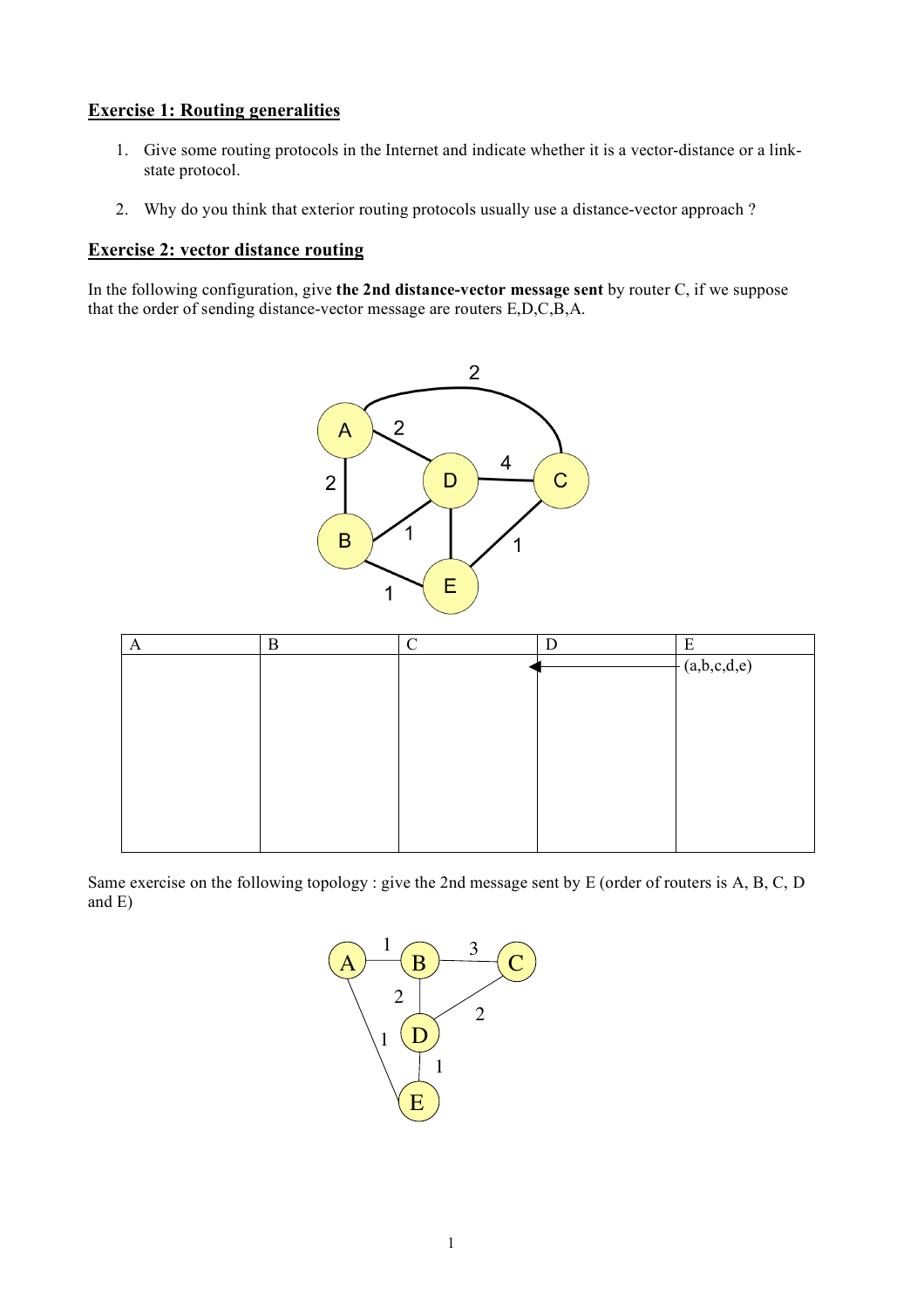## Exercise 1: Routing generalities

1. Give some routing protocols in the Internet and indicate whether it is a vector-distance or a link-state protocol.

2. Why do you think that exterior routing protocols usually use a distance-vector approach ?

## Exercise 2: vector distance routing

In the following configuration, give **the 2nd distance-vector message sent** by router C, if we suppose that the order of sending distance-vector message are routers E,D,C,B,A.

| A | B | C | D | E |
|---|---|---|---|---|
| | | | ← | (a,b,c,d,e) |

Same exercise on the following topology : give the 2nd message sent by E (order of routers is A, B, C, D and E)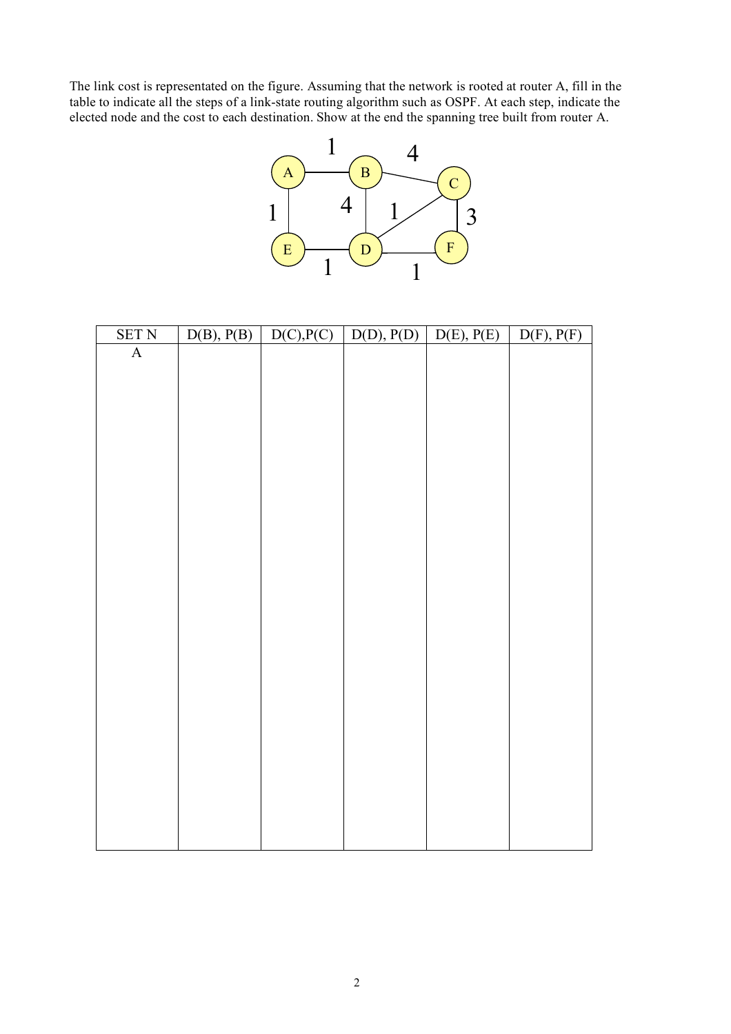The link cost is representated on the figure. Assuming that the network is rooted at router A, fill in the table to indicate all the steps of a link-state routing algorithm such as OSPF. At each step, indicate the elected node and the cost to each destination. Show at the end the spanning tree built from router A.

| SET N | D(B), P(B) | D(C),P(C) | D(D), P(D) | D(E), P(E) | D(F), P(F) |
|---|---|---|---|---|---|
| A | | | | | |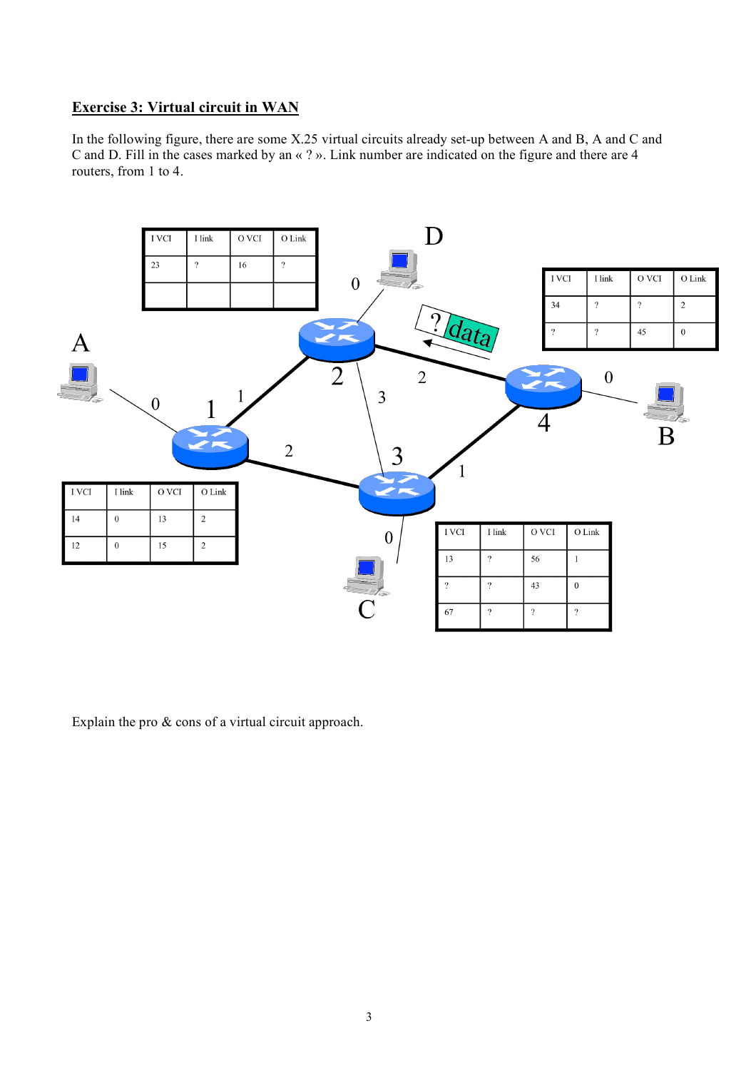## Exercise 3: Virtual circuit in WAN

In the following figure, there are some X.25 virtual circuits already set-up between A and B, A and C and C and D. Fill in the cases marked by an « ? ». Link number are indicated on the figure and there are 4 routers, from 1 to 4.

Router 2 table:

| I VCI | I link | O VCI | O Link |
|---|---|---|---|
| 23 | ? | 16 | ? |
| | | | |

Router 4 table:

| I VCI | I link | O VCI | O Link |
|---|---|---|---|
| 34 | ? | ? | 2 |
| ? | ? | 45 | 0 |

Router 1 table:

| I VCI | I link | O VCI | O Link |
|---|---|---|---|
| 14 | 0 | 13 | 2 |
| 12 | 0 | 15 | 2 |

Router 3 table:

| I VCI | I link | O VCI | O Link |
|---|---|---|---|
| 13 | ? | 56 | 1 |
| ? | ? | 43 | 0 |
| 67 | ? | ? | ? |

D

0

? data

A

0

1

1

2

2

3

2

0

4

B

2

3

3

1

0

C

Explain the pro & cons of a virtual circuit approach.